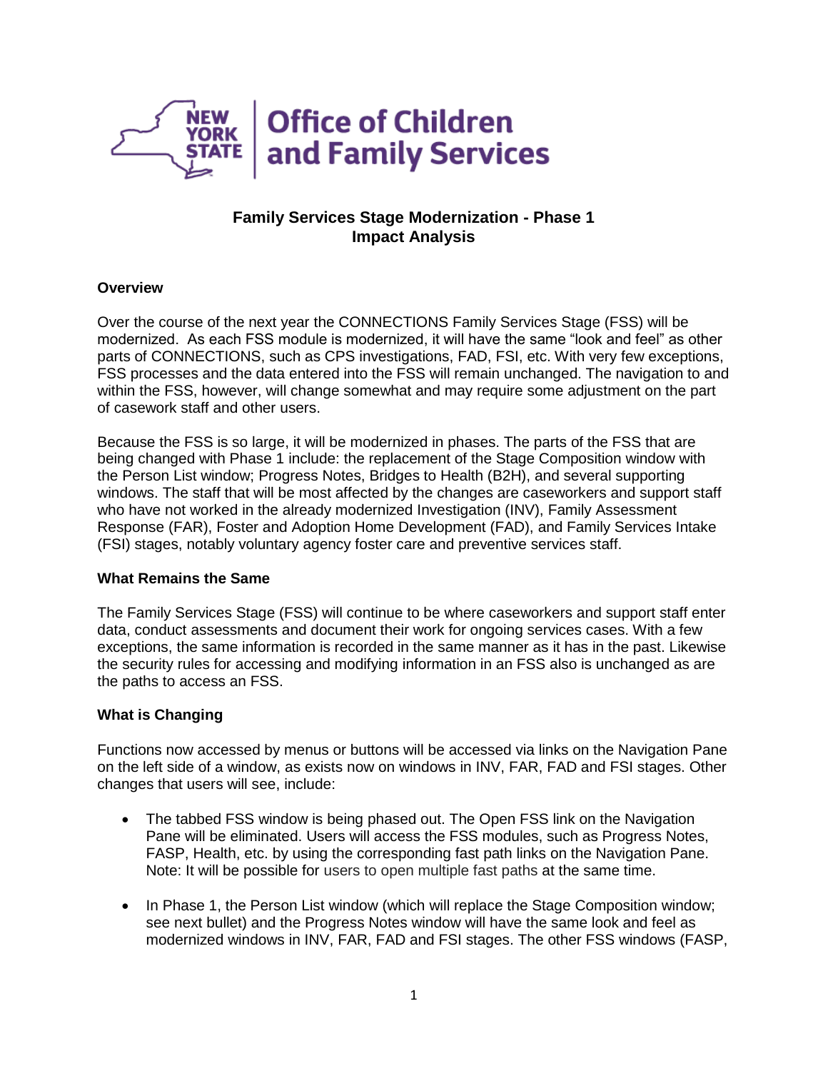New York State | Office of Children and Family Services

# Family Services Stage Modernization - Phase 1
# Impact Analysis

## Overview

Over the course of the next year the CONNECTIONS Family Services Stage (FSS) will be modernized. As each FSS module is modernized, it will have the same "look and feel" as other parts of CONNECTIONS, such as CPS investigations, FAD, FSI, etc. With very few exceptions, FSS processes and the data entered into the FSS will remain unchanged. The navigation to and within the FSS, however, will change somewhat and may require some adjustment on the part of casework staff and other users.

Because the FSS is so large, it will be modernized in phases. The parts of the FSS that are being changed with Phase 1 include: the replacement of the Stage Composition window with the Person List window; Progress Notes, Bridges to Health (B2H), and several supporting windows. The staff that will be most affected by the changes are caseworkers and support staff who have not worked in the already modernized Investigation (INV), Family Assessment Response (FAR), Foster and Adoption Home Development (FAD), and Family Services Intake (FSI) stages, notably voluntary agency foster care and preventive services staff.

## What Remains the Same

The Family Services Stage (FSS) will continue to be where caseworkers and support staff enter data, conduct assessments and document their work for ongoing services cases. With a few exceptions, the same information is recorded in the same manner as it has in the past. Likewise the security rules for accessing and modifying information in an FSS also is unchanged as are the paths to access an FSS.

## What is Changing

Functions now accessed by menus or buttons will be accessed via links on the Navigation Pane on the left side of a window, as exists now on windows in INV, FAR, FAD and FSI stages. Other changes that users will see, include:

- The tabbed FSS window is being phased out. The Open FSS link on the Navigation Pane will be eliminated. Users will access the FSS modules, such as Progress Notes, FASP, Health, etc. by using the corresponding fast path links on the Navigation Pane. Note: It will be possible for users to open multiple fast paths at the same time.

- In Phase 1, the Person List window (which will replace the Stage Composition window; see next bullet) and the Progress Notes window will have the same look and feel as modernized windows in INV, FAR, FAD and FSI stages. The other FSS windows (FASP,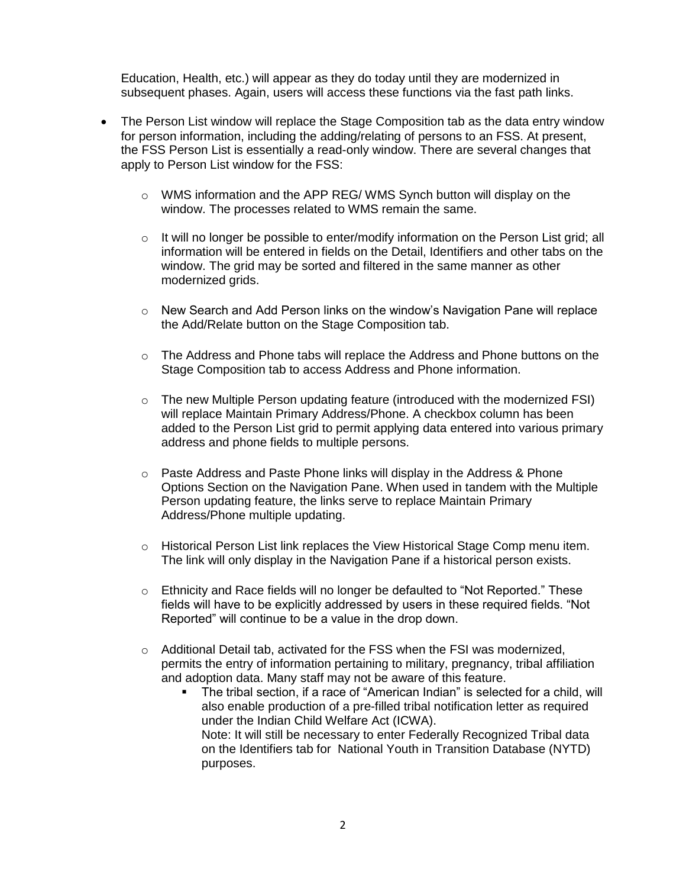Education, Health, etc.) will appear as they do today until they are modernized in subsequent phases. Again, users will access these functions via the fast path links.

- The Person List window will replace the Stage Composition tab as the data entry window for person information, including the adding/relating of persons to an FSS. At present, the FSS Person List is essentially a read-only window. There are several changes that apply to Person List window for the FSS:
  - WMS information and the APP REG/ WMS Synch button will display on the window. The processes related to WMS remain the same.
  - It will no longer be possible to enter/modify information on the Person List grid; all information will be entered in fields on the Detail, Identifiers and other tabs on the window. The grid may be sorted and filtered in the same manner as other modernized grids.
  - New Search and Add Person links on the window's Navigation Pane will replace the Add/Relate button on the Stage Composition tab.
  - The Address and Phone tabs will replace the Address and Phone buttons on the Stage Composition tab to access Address and Phone information.
  - The new Multiple Person updating feature (introduced with the modernized FSI) will replace Maintain Primary Address/Phone. A checkbox column has been added to the Person List grid to permit applying data entered into various primary address and phone fields to multiple persons.
  - Paste Address and Paste Phone links will display in the Address & Phone Options Section on the Navigation Pane. When used in tandem with the Multiple Person updating feature, the links serve to replace Maintain Primary Address/Phone multiple updating.
  - Historical Person List link replaces the View Historical Stage Comp menu item. The link will only display in the Navigation Pane if a historical person exists.
  - Ethnicity and Race fields will no longer be defaulted to "Not Reported." These fields will have to be explicitly addressed by users in these required fields. "Not Reported" will continue to be a value in the drop down.
  - Additional Detail tab, activated for the FSS when the FSI was modernized, permits the entry of information pertaining to military, pregnancy, tribal affiliation and adoption data. Many staff may not be aware of this feature.
    - The tribal section, if a race of "American Indian" is selected for a child, will also enable production of a pre-filled tribal notification letter as required under the Indian Child Welfare Act (ICWA).
      Note: It will still be necessary to enter Federally Recognized Tribal data on the Identifiers tab for National Youth in Transition Database (NYTD) purposes.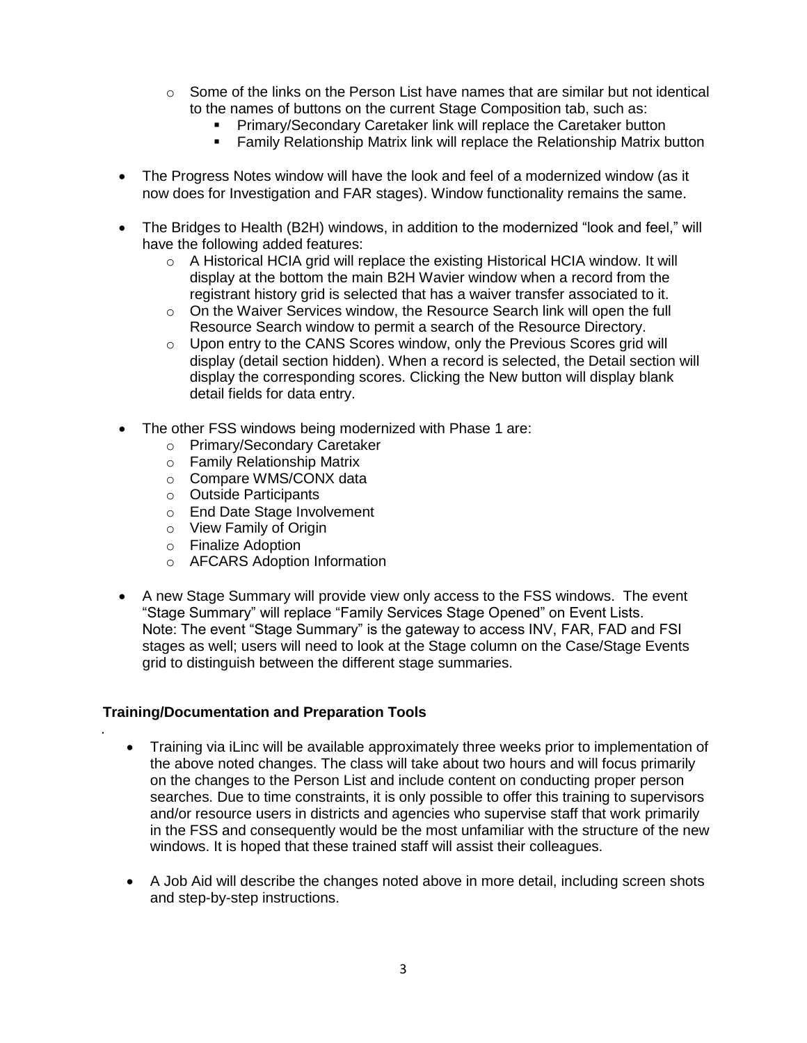- Some of the links on the Person List have names that are similar but not identical to the names of buttons on the current Stage Composition tab, such as:
  - Primary/Secondary Caretaker link will replace the Caretaker button
  - Family Relationship Matrix link will replace the Relationship Matrix button

- The Progress Notes window will have the look and feel of a modernized window (as it now does for Investigation and FAR stages). Window functionality remains the same.

- The Bridges to Health (B2H) windows, in addition to the modernized "look and feel," will have the following added features:
  - A Historical HCIA grid will replace the existing Historical HCIA window. It will display at the bottom the main B2H Wavier window when a record from the registrant history grid is selected that has a waiver transfer associated to it.
  - On the Waiver Services window, the Resource Search link will open the full Resource Search window to permit a search of the Resource Directory.
  - Upon entry to the CANS Scores window, only the Previous Scores grid will display (detail section hidden). When a record is selected, the Detail section will display the corresponding scores. Clicking the New button will display blank detail fields for data entry.

- The other FSS windows being modernized with Phase 1 are:
  - Primary/Secondary Caretaker
  - Family Relationship Matrix
  - Compare WMS/CONX data
  - Outside Participants
  - End Date Stage Involvement
  - View Family of Origin
  - Finalize Adoption
  - AFCARS Adoption Information

- A new Stage Summary will provide view only access to the FSS windows. The event "Stage Summary" will replace "Family Services Stage Opened" on Event Lists. Note: The event "Stage Summary" is the gateway to access INV, FAR, FAD and FSI stages as well; users will need to look at the Stage column on the Case/Stage Events grid to distinguish between the different stage summaries.

**Training/Documentation and Preparation Tools**

- Training via iLinc will be available approximately three weeks prior to implementation of the above noted changes. The class will take about two hours and will focus primarily on the changes to the Person List and include content on conducting proper person searches. Due to time constraints, it is only possible to offer this training to supervisors and/or resource users in districts and agencies who supervise staff that work primarily in the FSS and consequently would be the most unfamiliar with the structure of the new windows. It is hoped that these trained staff will assist their colleagues.

- A Job Aid will describe the changes noted above in more detail, including screen shots and step-by-step instructions.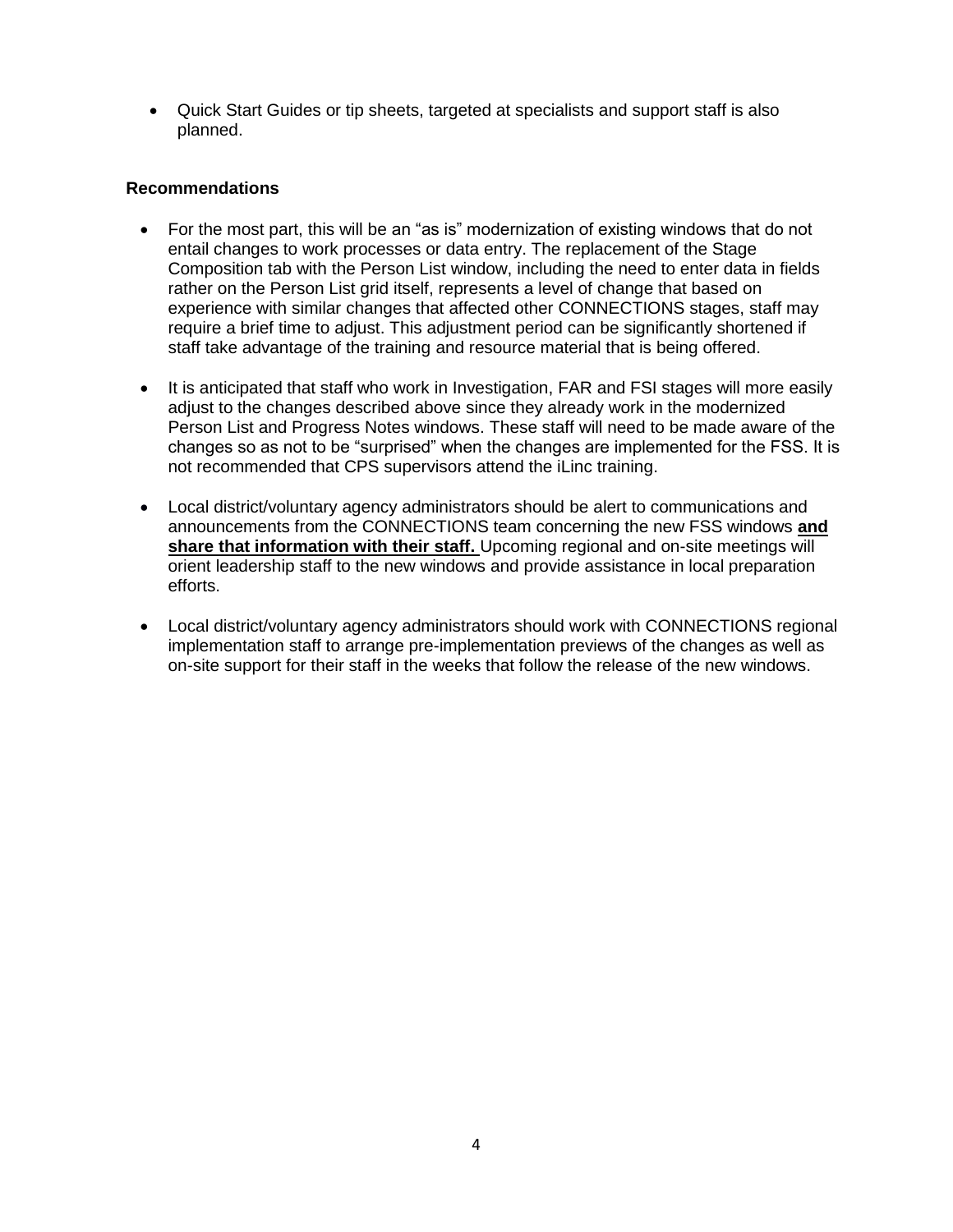- Quick Start Guides or tip sheets, targeted at specialists and support staff is also planned.

### Recommendations

- For the most part, this will be an "as is" modernization of existing windows that do not entail changes to work processes or data entry. The replacement of the Stage Composition tab with the Person List window, including the need to enter data in fields rather on the Person List grid itself, represents a level of change that based on experience with similar changes that affected other CONNECTIONS stages, staff may require a brief time to adjust. This adjustment period can be significantly shortened if staff take advantage of the training and resource material that is being offered.

- It is anticipated that staff who work in Investigation, FAR and FSI stages will more easily adjust to the changes described above since they already work in the modernized Person List and Progress Notes windows. These staff will need to be made aware of the changes so as not to be "surprised" when the changes are implemented for the FSS. It is not recommended that CPS supervisors attend the iLinc training.

- Local district/voluntary agency administrators should be alert to communications and announcements from the CONNECTIONS team concerning the new FSS windows **and share that information with their staff.** Upcoming regional and on-site meetings will orient leadership staff to the new windows and provide assistance in local preparation efforts.

- Local district/voluntary agency administrators should work with CONNECTIONS regional implementation staff to arrange pre-implementation previews of the changes as well as on-site support for their staff in the weeks that follow the release of the new windows.